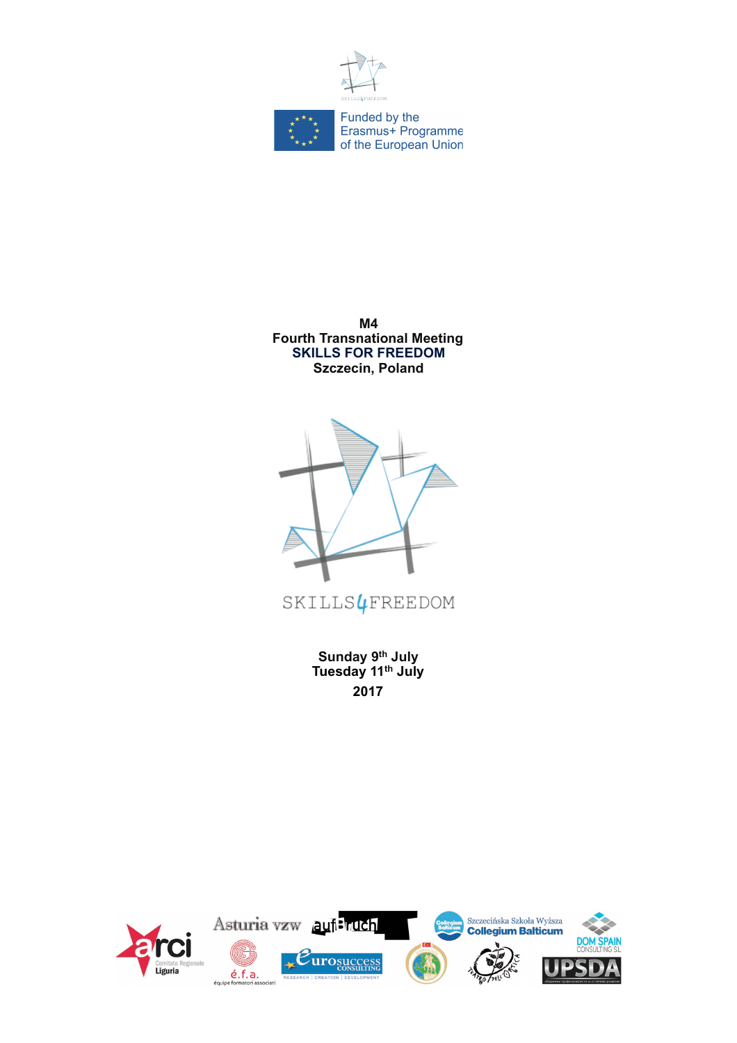Funded by the Erasmus+ Programme of the European Union

**M4**
**Fourth Transnational Meeting**
**SKILLS FOR FREEDOM**
**Szczecin, Poland**

SKILLS4FREEDOM

**Sunday 9th July**
**Tuesday 11th July**
**2017**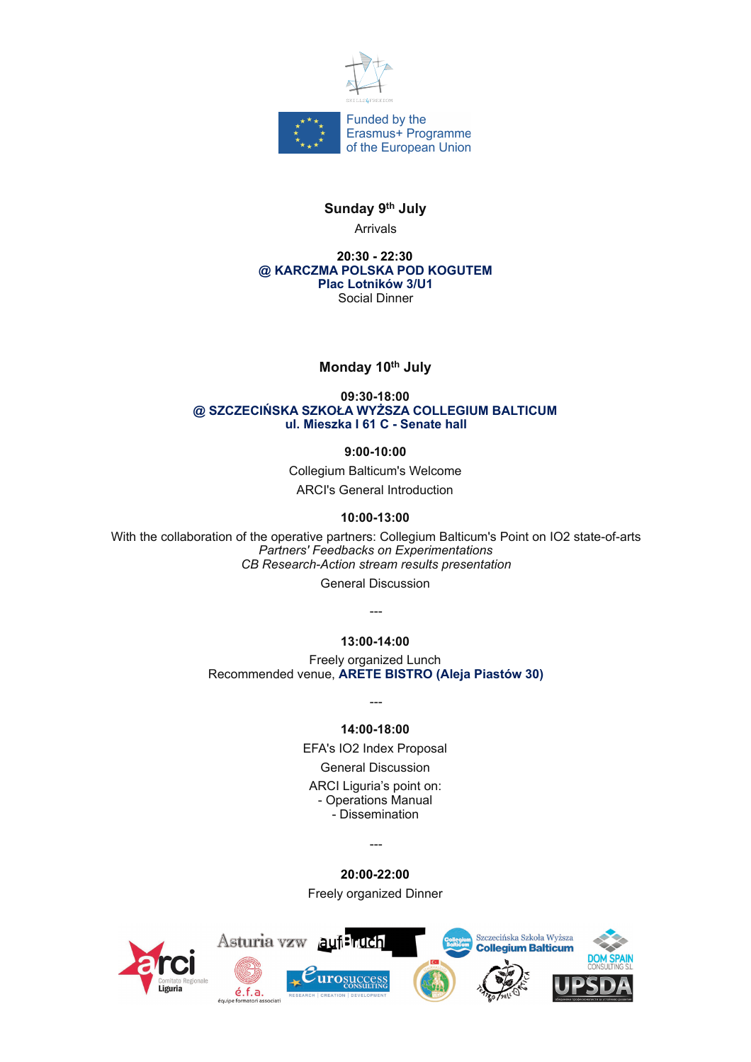Funded by the
Erasmus+ Programme
of the European Union

**Sunday 9th July**

Arrivals

**20:30 - 22:30**
**@ KARCZMA POLSKA POD KOGUTEM**
**Plac Lotników 3/U1**
Social Dinner

**Monday 10th July**

**09:30-18:00**
**@ SZCZECIŃSKA SZKOŁA WYŻSZA COLLEGIUM BALTICUM**
**ul. Mieszka I 61 C - Senate hall**

**9:00-10:00**

Collegium Balticum's Welcome

ARCI's General Introduction

**10:00-13:00**

With the collaboration of the operative partners: Collegium Balticum's Point on IO2 state-of-arts
*Partners' Feedbacks on Experimentations*
*CB Research-Action stream results presentation*

General Discussion

---

**13:00-14:00**

Freely organized Lunch
Recommended venue, **ARETE BISTRO (Aleja Piastów 30)**

---

**14:00-18:00**

EFA's IO2 Index Proposal

General Discussion

ARCI Liguria's point on:
- Operations Manual
- Dissemination

---

**20:00-22:00**

Freely organized Dinner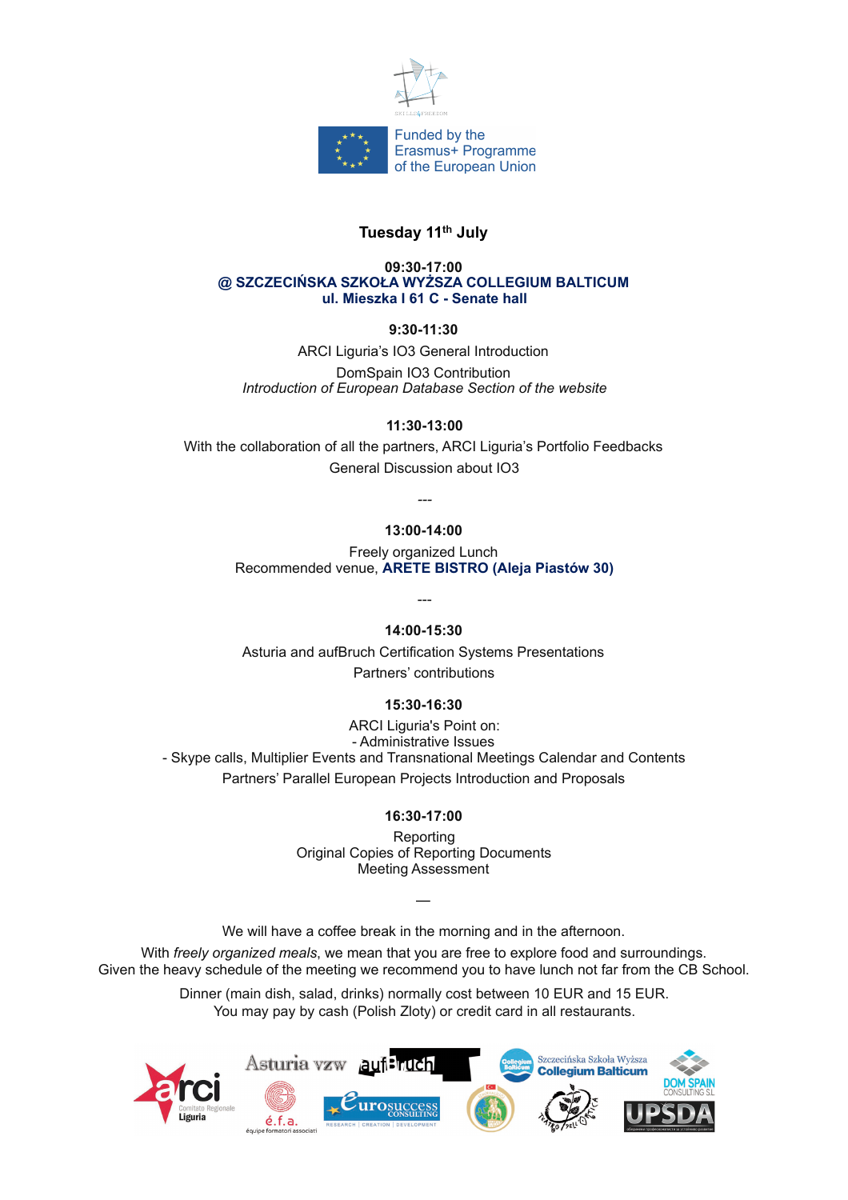Funded by the Erasmus+ Programme of the European Union

## Tuesday 11th July

**09:30-17:00**
**@ SZCZECIŃSKA SZKOŁA WYŻSZA COLLEGIUM BALTICUM**
**ul. Mieszka I 61 C - Senate hall**

**9:30-11:30**

ARCI Liguria's IO3 General Introduction

DomSpain IO3 Contribution
*Introduction of European Database Section of the website*

**11:30-13:00**

With the collaboration of all the partners, ARCI Liguria's Portfolio Feedbacks

General Discussion about IO3

---

**13:00-14:00**

Freely organized Lunch
Recommended venue, **ARETE BISTRO (Aleja Piastów 30)**

---

**14:00-15:30**

Asturia and aufBruch Certification Systems Presentations

Partners' contributions

**15:30-16:30**

ARCI Liguria's Point on:
- Administrative Issues
- Skype calls, Multiplier Events and Transnational Meetings Calendar and Contents

Partners' Parallel European Projects Introduction and Proposals

**16:30-17:00**

Reporting
Original Copies of Reporting Documents
Meeting Assessment

—

We will have a coffee break in the morning and in the afternoon.

With *freely organized meals*, we mean that you are free to explore food and surroundings.
Given the heavy schedule of the meeting we recommend you to have lunch not far from the CB School.

Dinner (main dish, salad, drinks) normally cost between 10 EUR and 15 EUR.
You may pay by cash (Polish Zloty) or credit card in all restaurants.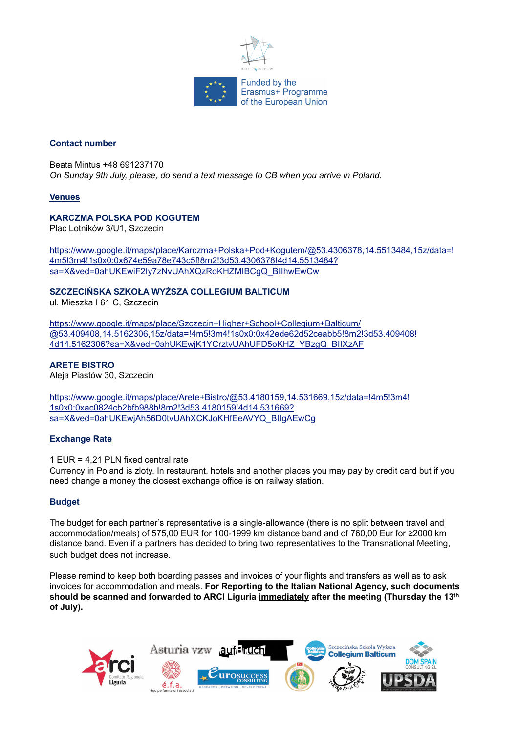Funded by the Erasmus+ Programme of the European Union

## Contact number

Beata Mintus +48 691237170

*On Sunday 9th July, please, do send a text message to CB when you arrive in Poland.*

## Venues

**KARCZMA POLSKA POD KOGUTEM**

Plac Lotników 3/U1, Szczecin

https://www.google.it/maps/place/Karczma+Polska+Pod+Kogutem/@53.4306378,14.5513484,15z/data=!4m5!3m4!1s0x0:0x674e59a78e743c5f!8m2!3d53.4306378!4d14.5513484?sa=X&ved=0ahUKEwiF2ly7zNvUAhXQzRoKHZMIBCgQ_BIlhwEwCw

**SZCZECIŃSKA SZKOŁA WYŻSZA COLLEGIUM BALTICUM**

ul. Mieszka I 61 C, Szczecin

https://www.google.it/maps/place/Szczecin+Higher+School+Collegium+Balticum/@53.409408,14.5162306,15z/data=!4m5!3m4!1s0x0:0x42ede62d52ceabb5!8m2!3d53.409408!4d14.5162306?sa=X&ved=0ahUKEwjK1YCrztvUAhUFD5oKHZ_YBzgQ_BIIXzAF

**ARETE BISTRO**

Aleja Piastów 30, Szczecin

https://www.google.it/maps/place/Arete+Bistro/@53.4180159,14.531669,15z/data=!4m5!3m4!1s0x0:0xac0824cb2bfb988b!8m2!3d53.4180159!4d14.531669?sa=X&ved=0ahUKEwjAh56D0tvUAhXCKJoKHfEeAVYQ_BIIgAEwCg

## Exchange Rate

1 EUR = 4,21 PLN fixed central rate

Currency in Poland is zloty. In restaurant, hotels and another places you may pay by credit card but if you need change a money the closest exchange office is on railway station.

## Budget

The budget for each partner's representative is a single-allowance (there is no split between travel and accommodation/meals) of 575,00 EUR for 100-1999 km distance band and of 760,00 Eur for ≥2000 km distance band. Even if a partners has decided to bring two representatives to the Transnational Meeting, such budget does not increase.

Please remind to keep both boarding passes and invoices of your flights and transfers as well as to ask invoices for accommodation and meals. **For Reporting to the Italian National Agency, such documents should be scanned and forwarded to ARCI Liguria <u>immediately</u> after the meeting (Thursday the 13th of July).**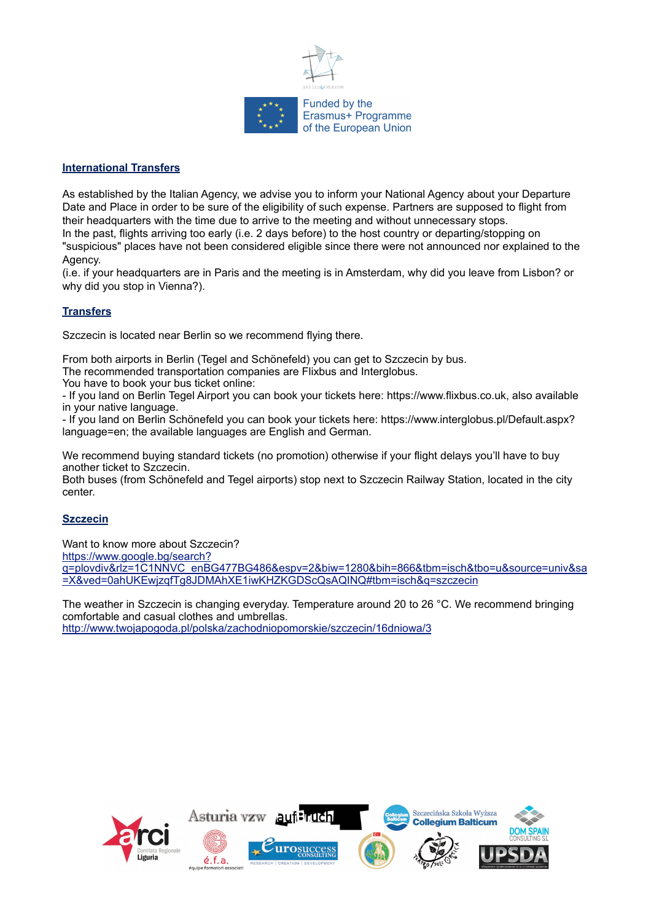Funded by the
Erasmus+ Programme
of the European Union

## International Transfers

As established by the Italian Agency, we advise you to inform your National Agency about your Departure Date and Place in order to be sure of the eligibility of such expense. Partners are supposed to flight from their headquarters with the time due to arrive to the meeting and without unnecessary stops.
In the past, flights arriving too early (i.e. 2 days before) to the host country or departing/stopping on "suspicious" places have not been considered eligible since there were not announced nor explained to the Agency.
(i.e. if your headquarters are in Paris and the meeting is in Amsterdam, why did you leave from Lisbon? or why did you stop in Vienna?).

## Transfers

Szczecin is located near Berlin so we recommend flying there.

From both airports in Berlin (Tegel and Schönefeld) you can get to Szczecin by bus.
The recommended transportation companies are Flixbus and Interglobus.
You have to book your bus ticket online:
- If you land on Berlin Tegel Airport you can book your tickets here: https://www.flixbus.co.uk, also available in your native language.
- If you land on Berlin Schönefeld you can book your tickets here: https://www.interglobus.pl/Default.aspx?language=en; the available languages are English and German.

We recommend buying standard tickets (no promotion) otherwise if your flight delays you'll have to buy another ticket to Szczecin.
Both buses (from Schönefeld and Tegel airports) stop next to Szczecin Railway Station, located in the city center.

## Szczecin

Want to know more about Szczecin?
https://www.google.bg/search?q=plovdiv&rlz=1C1NNVC_enBG477BG486&espv=2&biw=1280&bih=866&tbm=isch&tbo=u&source=univ&sa=X&ved=0ahUKEwjzqfTg8JDMAhXE1iwKHZKGDScQsAQINQ#tbm=isch&q=szczecin

The weather in Szczecin is changing everyday. Temperature around 20 to 26 °C. We recommend bringing comfortable and casual clothes and umbrellas.
http://www.twojapogoda.pl/polska/zachodniopomorskie/szczecin/16dniowa/3